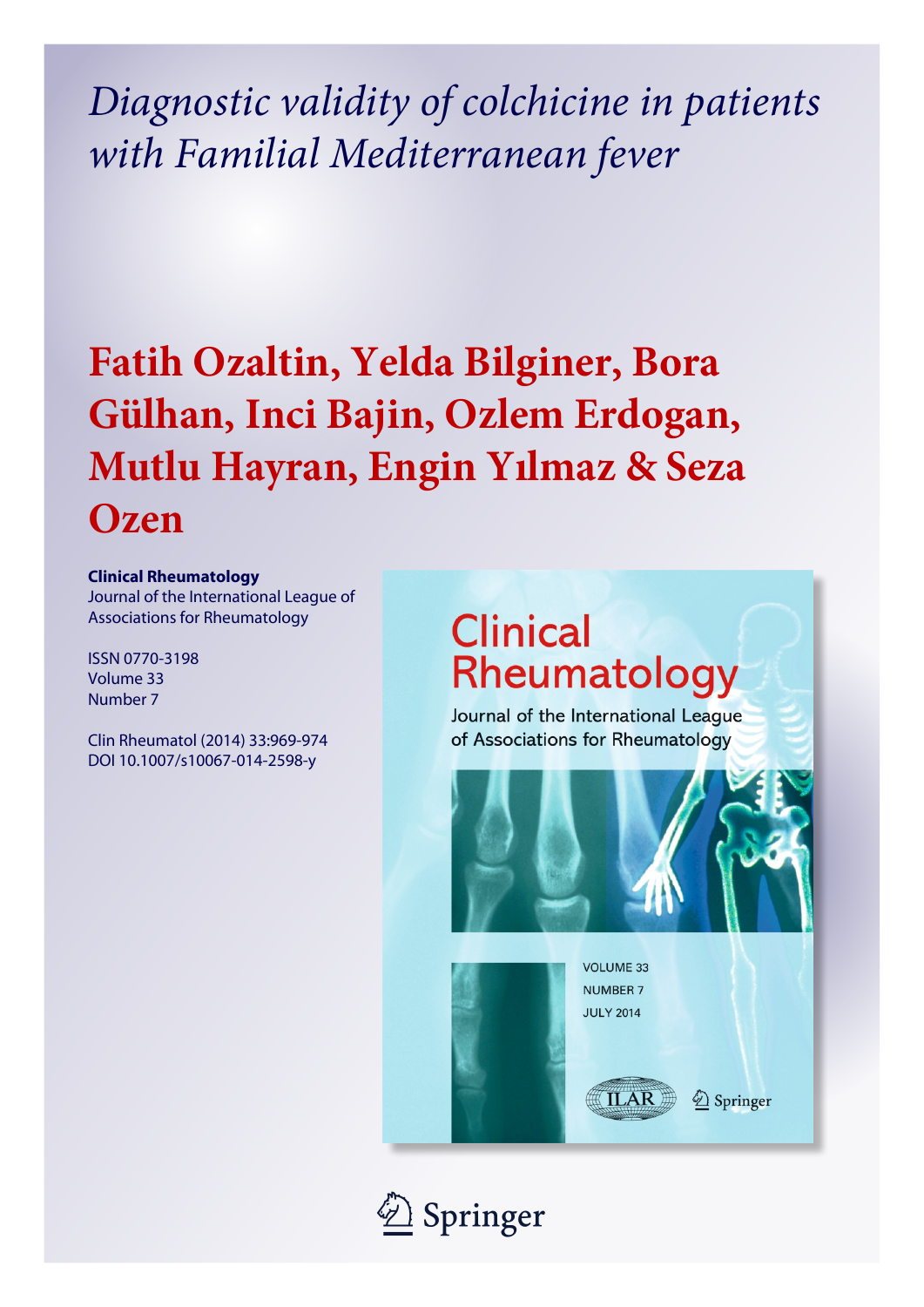# *Diagnostic validity of colchicine in patients with Familial Mediterranean fever*

## Fatih Ozaltin, Yelda Bilginer, Bora Gülhan, Inci Bajin, Ozlem Erdogan, Mutlu Hayran, Engin Yılmaz & Seza Ozen

**Clinical Rheumatology**
Journal of the International League of Associations for Rheumatology

ISSN 0770-3198
Volume 33
Number 7

Clin Rheumatol (2014) 33:969-974
DOI 10.1007/s10067-014-2598-y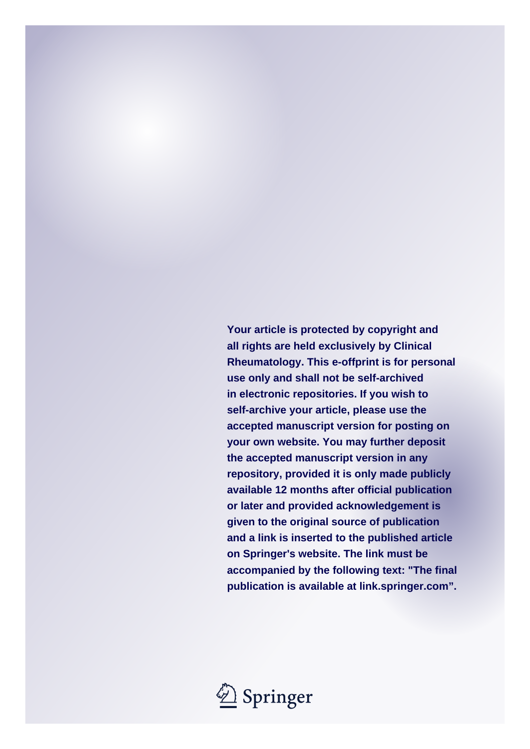**Your article is protected by copyright and all rights are held exclusively by Clinical Rheumatology. This e-offprint is for personal use only and shall not be self-archived in electronic repositories. If you wish to self-archive your article, please use the accepted manuscript version for posting on your own website. You may further deposit the accepted manuscript version in any repository, provided it is only made publicly available 12 months after official publication or later and provided acknowledgement is given to the original source of publication and a link is inserted to the published article on Springer's website. The link must be accompanied by the following text: "The final publication is available at link.springer.com".**

Springer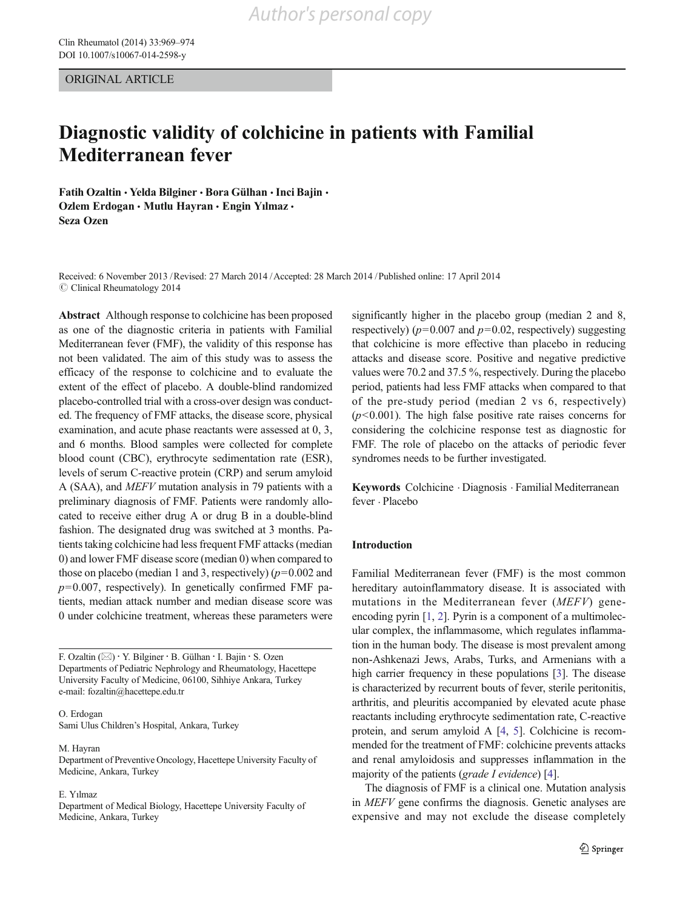# Diagnostic validity of colchicine in patients with Familial Mediterranean fever

**Fatih Ozaltin · Yelda Bilginer · Bora Gülhan · Inci Bajin · Ozlem Erdogan · Mutlu Hayran · Engin Yılmaz · Seza Ozen**

Received: 6 November 2013 / Revised: 27 March 2014 / Accepted: 28 March 2014 / Published online: 17 April 2014
© Clinical Rheumatology 2014

**Abstract** Although response to colchicine has been proposed as one of the diagnostic criteria in patients with Familial Mediterranean fever (FMF), the validity of this response has not been validated. The aim of this study was to assess the efficacy of the response to colchicine and to evaluate the extent of the effect of placebo. A double-blind randomized placebo-controlled trial with a cross-over design was conducted. The frequency of FMF attacks, the disease score, physical examination, and acute phase reactants were assessed at 0, 3, and 6 months. Blood samples were collected for complete blood count (CBC), erythrocyte sedimentation rate (ESR), levels of serum C-reactive protein (CRP) and serum amyloid A (SAA), and *MEFV* mutation analysis in 79 patients with a preliminary diagnosis of FMF. Patients were randomly allocated to receive either drug A or drug B in a double-blind fashion. The designated drug was switched at 3 months. Patients taking colchicine had less frequent FMF attacks (median 0) and lower FMF disease score (median 0) when compared to those on placebo (median 1 and 3, respectively) ($p=0.002$ and $p=0.007$, respectively). In genetically confirmed FMF patients, median attack number and median disease score was 0 under colchicine treatment, whereas these parameters were significantly higher in the placebo group (median 2 and 8, respectively) ($p=0.007$ and $p=0.02$, respectively) suggesting that colchicine is more effective than placebo in reducing attacks and disease score. Positive and negative predictive values were 70.2 and 37.5 %, respectively. During the placebo period, patients had less FMF attacks when compared to that of the pre-study period (median 2 vs 6, respectively) ($p<0.001$). The high false positive rate raises concerns for considering the colchicine response test as diagnostic for FMF. The role of placebo on the attacks of periodic fever syndromes needs to be further investigated.

**Keywords** Colchicine · Diagnosis · Familial Mediterranean fever · Placebo

F. Ozaltin (✉) · Y. Bilginer · B. Gülhan · I. Bajin · S. Ozen
Departments of Pediatric Nephrology and Rheumatology, Hacettepe University Faculty of Medicine, 06100, Sihhiye Ankara, Turkey
e-mail: fozaltin@hacettepe.edu.tr

O. Erdogan
Sami Ulus Children's Hospital, Ankara, Turkey

M. Hayran
Department of Preventive Oncology, Hacettepe University Faculty of Medicine, Ankara, Turkey

E. Yılmaz
Department of Medical Biology, Hacettepe University Faculty of Medicine, Ankara, Turkey

## Introduction

Familial Mediterranean fever (FMF) is the most common hereditary autoinflammatory disease. It is associated with mutations in the Mediterranean fever (*MEFV*) gene-encoding pyrin [1, 2]. Pyrin is a component of a multimolecular complex, the inflammasome, which regulates inflammation in the human body. The disease is most prevalent among non-Ashkenazi Jews, Arabs, Turks, and Armenians with a high carrier frequency in these populations [3]. The disease is characterized by recurrent bouts of fever, sterile peritonitis, arthritis, and pleuritis accompanied by elevated acute phase reactants including erythrocyte sedimentation rate, C-reactive protein, and serum amyloid A [4, 5]. Colchicine is recommended for the treatment of FMF: colchicine prevents attacks and renal amyloidosis and suppresses inflammation in the majority of the patients (*grade I evidence*) [4].

The diagnosis of FMF is a clinical one. Mutation analysis in *MEFV* gene confirms the diagnosis. Genetic analyses are expensive and may not exclude the disease completely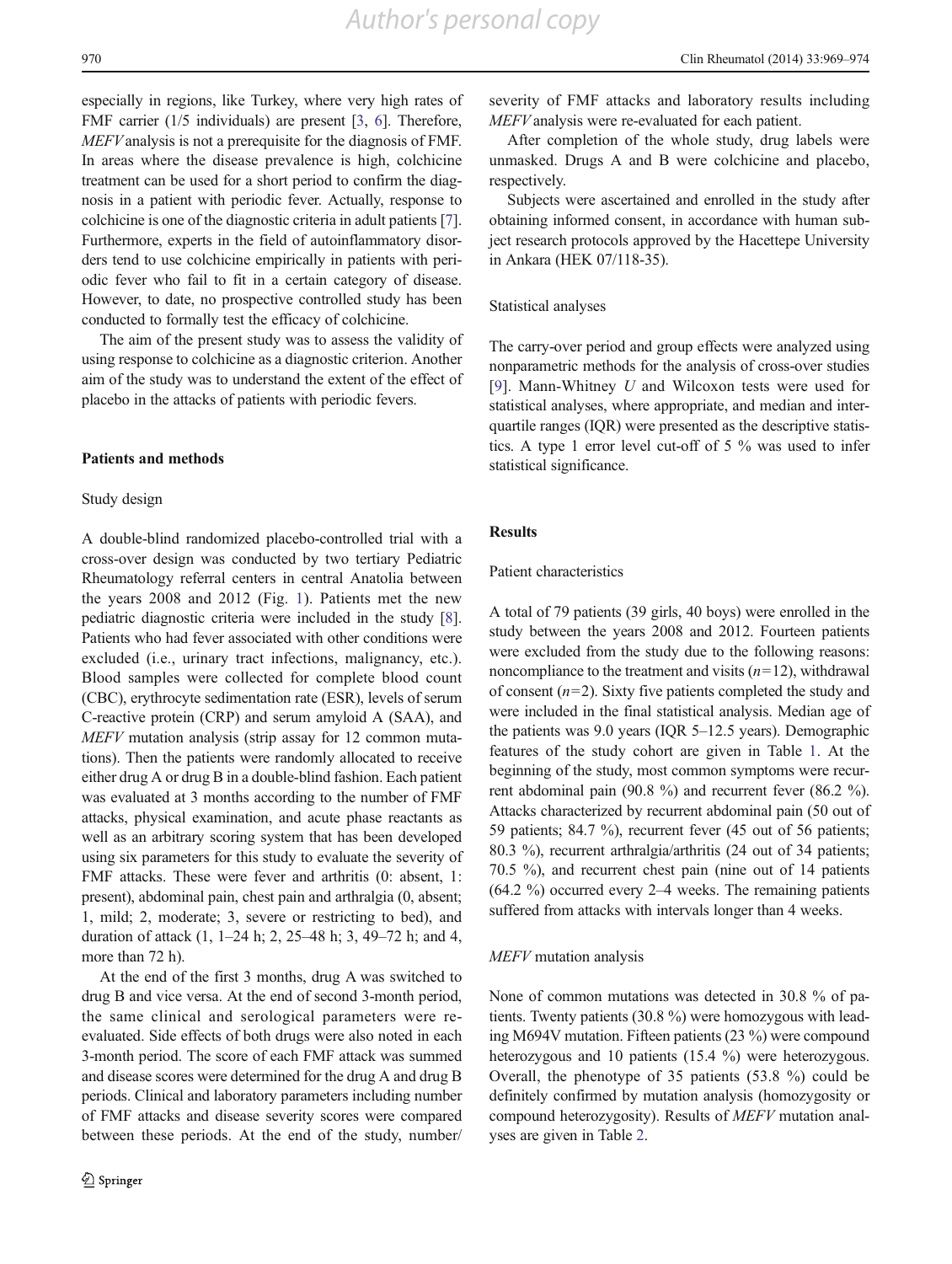especially in regions, like Turkey, where very high rates of FMF carrier (1/5 individuals) are present [3, 6]. Therefore, *MEFV* analysis is not a prerequisite for the diagnosis of FMF. In areas where the disease prevalence is high, colchicine treatment can be used for a short period to confirm the diagnosis in a patient with periodic fever. Actually, response to colchicine is one of the diagnostic criteria in adult patients [7]. Furthermore, experts in the field of autoinflammatory disorders tend to use colchicine empirically in patients with periodic fever who fail to fit in a certain category of disease. However, to date, no prospective controlled study has been conducted to formally test the efficacy of colchicine.

The aim of the present study was to assess the validity of using response to colchicine as a diagnostic criterion. Another aim of the study was to understand the extent of the effect of placebo in the attacks of patients with periodic fevers.

## Patients and methods

### Study design

A double-blind randomized placebo-controlled trial with a cross-over design was conducted by two tertiary Pediatric Rheumatology referral centers in central Anatolia between the years 2008 and 2012 (Fig. 1). Patients met the new pediatric diagnostic criteria were included in the study [8]. Patients who had fever associated with other conditions were excluded (i.e., urinary tract infections, malignancy, etc.). Blood samples were collected for complete blood count (CBC), erythrocyte sedimentation rate (ESR), levels of serum C-reactive protein (CRP) and serum amyloid A (SAA), and *MEFV* mutation analysis (strip assay for 12 common mutations). Then the patients were randomly allocated to receive either drug A or drug B in a double-blind fashion. Each patient was evaluated at 3 months according to the number of FMF attacks, physical examination, and acute phase reactants as well as an arbitrary scoring system that has been developed using six parameters for this study to evaluate the severity of FMF attacks. These were fever and arthritis (0: absent, 1: present), abdominal pain, chest pain and arthralgia (0, absent; 1, mild; 2, moderate; 3, severe or restricting to bed), and duration of attack (1, 1–24 h; 2, 25–48 h; 3, 49–72 h; and 4, more than 72 h).

At the end of the first 3 months, drug A was switched to drug B and vice versa. At the end of second 3-month period, the same clinical and serological parameters were re-evaluated. Side effects of both drugs were also noted in each 3-month period. The score of each FMF attack was summed and disease scores were determined for the drug A and drug B periods. Clinical and laboratory parameters including number of FMF attacks and disease severity scores were compared between these periods. At the end of the study, number/severity of FMF attacks and laboratory results including *MEFV* analysis were re-evaluated for each patient.

After completion of the whole study, drug labels were unmasked. Drugs A and B were colchicine and placebo, respectively.

Subjects were ascertained and enrolled in the study after obtaining informed consent, in accordance with human subject research protocols approved by the Hacettepe University in Ankara (HEK 07/118-35).

### Statistical analyses

The carry-over period and group effects were analyzed using nonparametric methods for the analysis of cross-over studies [9]. Mann-Whitney *U* and Wilcoxon tests were used for statistical analyses, where appropriate, and median and inter-quartile ranges (IQR) were presented as the descriptive statistics. A type 1 error level cut-off of 5 % was used to infer statistical significance.

## Results

### Patient characteristics

A total of 79 patients (39 girls, 40 boys) were enrolled in the study between the years 2008 and 2012. Fourteen patients were excluded from the study due to the following reasons: noncompliance to the treatment and visits ($n=12$), withdrawal of consent ($n=2$). Sixty five patients completed the study and were included in the final statistical analysis. Median age of the patients was 9.0 years (IQR 5–12.5 years). Demographic features of the study cohort are given in Table 1. At the beginning of the study, most common symptoms were recurrent abdominal pain (90.8 %) and recurrent fever (86.2 %). Attacks characterized by recurrent abdominal pain (50 out of 59 patients; 84.7 %), recurrent fever (45 out of 56 patients; 80.3 %), recurrent arthralgia/arthritis (24 out of 34 patients; 70.5 %), and recurrent chest pain (nine out of 14 patients (64.2 %) occurred every 2–4 weeks. The remaining patients suffered from attacks with intervals longer than 4 weeks.

### *MEFV* mutation analysis

None of common mutations was detected in 30.8 % of patients. Twenty patients (30.8 %) were homozygous with leading M694V mutation. Fifteen patients (23 %) were compound heterozygous and 10 patients (15.4 %) were heterozygous. Overall, the phenotype of 35 patients (53.8 %) could be definitely confirmed by mutation analysis (homozygosity or compound heterozygosity). Results of *MEFV* mutation analyses are given in Table 2.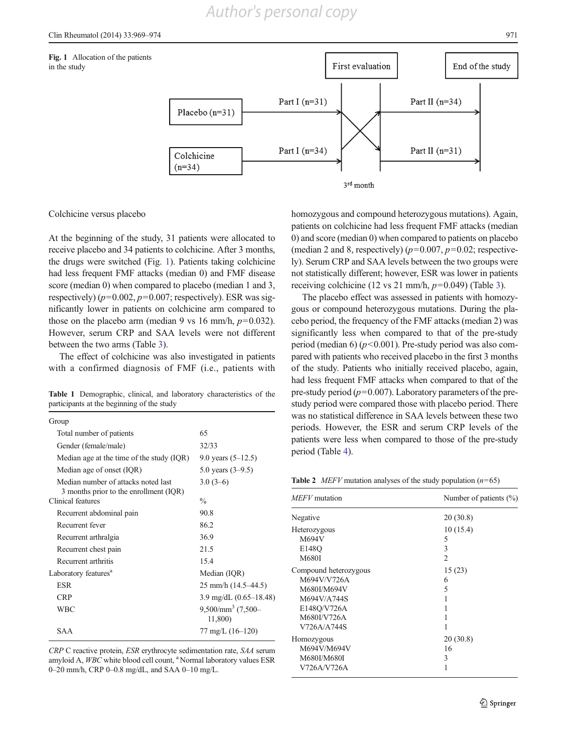Fig. 1 Allocation of the patients in the study

Colchicine versus placebo

At the beginning of the study, 31 patients were allocated to receive placebo and 34 patients to colchicine. After 3 months, the drugs were switched (Fig. 1). Patients taking colchicine had less frequent FMF attacks (median 0) and FMF disease score (median 0) when compared to placebo (median 1 and 3, respectively) ($p=0.002$, $p=0.007$; respectively). ESR was significantly lower in patients on colchicine arm compared to those on the placebo arm (median 9 vs 16 mm/h, $p=0.032$). However, serum CRP and SAA levels were not different between the two arms (Table 3).

The effect of colchicine was also investigated in patients with a confirmed diagnosis of FMF (i.e., patients with homozygous and compound heterozygous mutations). Again, patients on colchicine had less frequent FMF attacks (median 0) and score (median 0) when compared to patients on placebo (median 2 and 8, respectively) ($p=0.007$, $p=0.02$; respectively). Serum CRP and SAA levels between the two groups were not statistically different; however, ESR was lower in patients receiving colchicine (12 vs 21 mm/h, $p=0.049$) (Table 3).

The placebo effect was assessed in patients with homozygous or compound heterozygous mutations. During the placebo period, the frequency of the FMF attacks (median 2) was significantly less when compared to that of the pre-study period (median 6) ($p<0.001$). Pre-study period was also compared with patients who received placebo in the first 3 months of the study. Patients who initially received placebo, again, had less frequent FMF attacks when compared to that of the pre-study period ($p=0.007$). Laboratory parameters of the pre-study period were compared those with placebo period. There was no statistical difference in SAA levels between these two periods. However, the ESR and serum CRP levels of the patients were less when compared to those of the pre-study period (Table 4).

**Table 1** Demographic, clinical, and laboratory characteristics of the participants at the beginning of the study

| Group | |
|---|---|
| Total number of patients | 65 |
| Gender (female/male) | 32/33 |
| Median age at the time of the study (IQR) | 9.0 years (5–12.5) |
| Median age of onset (IQR) | 5.0 years (3–9.5) |
| Median number of attacks noted last 3 months prior to the enrollment (IQR) | 3.0 (3–6) |
| Clinical features | % |
| Recurrent abdominal pain | 90.8 |
| Recurrent fever | 86.2 |
| Recurrent arthralgia | 36.9 |
| Recurrent chest pain | 21.5 |
| Recurrent arthritis | 15.4 |
| Laboratory features[a] | Median (IQR) |
| ESR | 25 mm/h (14.5–44.5) |
| CRP | 3.9 mg/dL (0.65–18.48) |
| WBC | 9,500/mm$^3$ (7,500–11,800) |
| SAA | 77 mg/L (16–120) |

*CRP* C reactive protein, *ESR* erythrocyte sedimentation rate, *SAA* serum amyloid A, *WBC* white blood cell count, [a] Normal laboratory values ESR 0–20 mm/h, CRP 0–0.8 mg/dL, and SAA 0–10 mg/L.

**Table 2** *MEFV* mutation analyses of the study population ($n=65$)

| *MEFV* mutation | Number of patients (%) |
|---|---|
| Negative | 20 (30.8) |
| Heterozygous | 10 (15.4) |
| M694V | 5 |
| E148Q | 3 |
| M680I | 2 |
| Compound heterozygous | 15 (23) |
| M694V/V726A | 6 |
| M680I/M694V | 5 |
| M694V/A744S | 1 |
| E148Q/V726A | 1 |
| M680I/V726A | 1 |
| V726A/A744S | 1 |
| Homozygous | 20 (30.8) |
| M694V/M694V | 16 |
| M680I/M680I | 3 |
| V726A/V726A | 1 |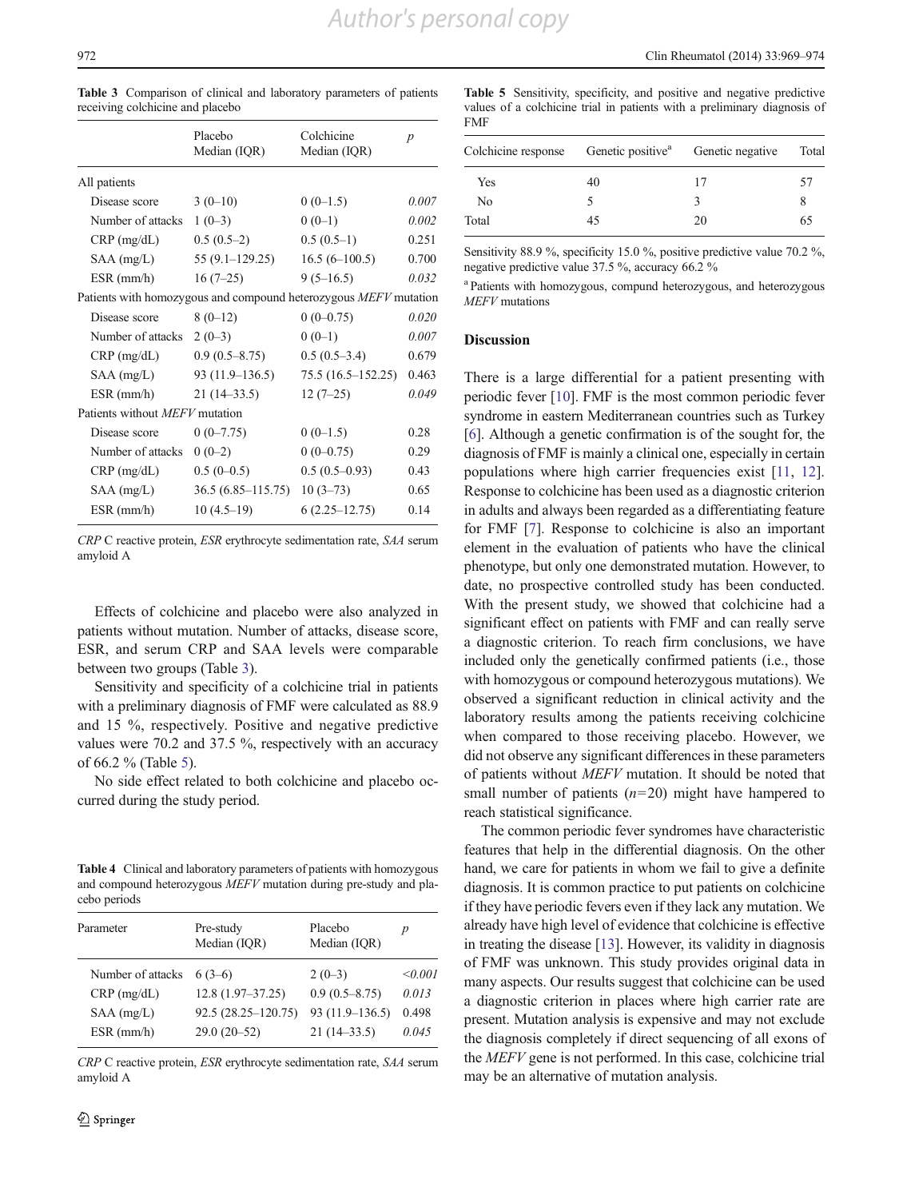**Table 3** Comparison of clinical and laboratory parameters of patients receiving colchicine and placebo

| | Placebo Median (IQR) | Colchicine Median (IQR) | *p* |
|---|---|---|---|
| All patients | | | |
| Disease score | 3 (0–10) | 0 (0–1.5) | *0.007* |
| Number of attacks | 1 (0–3) | 0 (0–1) | *0.002* |
| CRP (mg/dL) | 0.5 (0.5–2) | 0.5 (0.5–1) | 0.251 |
| SAA (mg/L) | 55 (9.1–129.25) | 16.5 (6–100.5) | 0.700 |
| ESR (mm/h) | 16 (7–25) | 9 (5–16.5) | *0.032* |
| Patients with homozygous and compound heterozygous *MEFV* mutation | | | |
| Disease score | 8 (0–12) | 0 (0–0.75) | *0.020* |
| Number of attacks | 2 (0–3) | 0 (0–1) | *0.007* |
| CRP (mg/dL) | 0.9 (0.5–8.75) | 0.5 (0.5–3.4) | 0.679 |
| SAA (mg/L) | 93 (11.9–136.5) | 75.5 (16.5–152.25) | 0.463 |
| ESR (mm/h) | 21 (14–33.5) | 12 (7–25) | *0.049* |
| Patients without *MEFV* mutation | | | |
| Disease score | 0 (0–7.75) | 0 (0–1.5) | 0.28 |
| Number of attacks | 0 (0–2) | 0 (0–0.75) | 0.29 |
| CRP (mg/dL) | 0.5 (0–0.5) | 0.5 (0.5–0.93) | 0.43 |
| SAA (mg/L) | 36.5 (6.85–115.75) | 10 (3–73) | 0.65 |
| ESR (mm/h) | 10 (4.5–19) | 6 (2.25–12.75) | 0.14 |

*CRP* C reactive protein, *ESR* erythrocyte sedimentation rate, *SAA* serum amyloid A

Effects of colchicine and placebo were also analyzed in patients without mutation. Number of attacks, disease score, ESR, and serum CRP and SAA levels were comparable between two groups (Table 3).

Sensitivity and specificity of a colchicine trial in patients with a preliminary diagnosis of FMF were calculated as 88.9 and 15 %, respectively. Positive and negative predictive values were 70.2 and 37.5 %, respectively with an accuracy of 66.2 % (Table 5).

No side effect related to both colchicine and placebo occurred during the study period.

**Table 4** Clinical and laboratory parameters of patients with homozygous and compound heterozygous *MEFV* mutation during pre-study and placebo periods

| Parameter | Pre-study Median (IQR) | Placebo Median (IQR) | *p* |
|---|---|---|---|
| Number of attacks | 6 (3–6) | 2 (0–3) | *<0.001* |
| CRP (mg/dL) | 12.8 (1.97–37.25) | 0.9 (0.5–8.75) | *0.013* |
| SAA (mg/L) | 92.5 (28.25–120.75) | 93 (11.9–136.5) | 0.498 |
| ESR (mm/h) | 29.0 (20–52) | 21 (14–33.5) | *0.045* |

*CRP* C reactive protein, *ESR* erythrocyte sedimentation rate, *SAA* serum amyloid A

**Table 5** Sensitivity, specificity, and positive and negative predictive values of a colchicine trial in patients with a preliminary diagnosis of FMF

| Colchicine response | Genetic positive[a] | Genetic negative | Total |
|---|---|---|---|
| Yes | 40 | 17 | 57 |
| No | 5 | 3 | 8 |
| Total | 45 | 20 | 65 |

Sensitivity 88.9 %, specificity 15.0 %, positive predictive value 70.2 %, negative predictive value 37.5 %, accuracy 66.2 %

[a] Patients with homozygous, compund heterozygous, and heterozygous *MEFV* mutations

## Discussion

There is a large differential for a patient presenting with periodic fever [10]. FMF is the most common periodic fever syndrome in eastern Mediterranean countries such as Turkey [6]. Although a genetic confirmation is of the sought for, the diagnosis of FMF is mainly a clinical one, especially in certain populations where high carrier frequencies exist [11, 12]. Response to colchicine has been used as a diagnostic criterion in adults and always been regarded as a differentiating feature for FMF [7]. Response to colchicine is also an important element in the evaluation of patients who have the clinical phenotype, but only one demonstrated mutation. However, to date, no prospective controlled study has been conducted. With the present study, we showed that colchicine had a significant effect on patients with FMF and can really serve a diagnostic criterion. To reach firm conclusions, we have included only the genetically confirmed patients (i.e., those with homozygous or compound heterozygous mutations). We observed a significant reduction in clinical activity and the laboratory results among the patients receiving colchicine when compared to those receiving placebo. However, we did not observe any significant differences in these parameters of patients without *MEFV* mutation. It should be noted that small number of patients ($n$=20) might have hampered to reach statistical significance.

The common periodic fever syndromes have characteristic features that help in the differential diagnosis. On the other hand, we care for patients in whom we fail to give a definite diagnosis. It is common practice to put patients on colchicine if they have periodic fevers even if they lack any mutation. We already have high level of evidence that colchicine is effective in treating the disease [13]. However, its validity in diagnosis of FMF was unknown. This study provides original data in many aspects. Our results suggest that colchicine can be used a diagnostic criterion in places where high carrier rate are present. Mutation analysis is expensive and may not exclude the diagnosis completely if direct sequencing of all exons of the *MEFV* gene is not performed. In this case, colchicine trial may be an alternative of mutation analysis.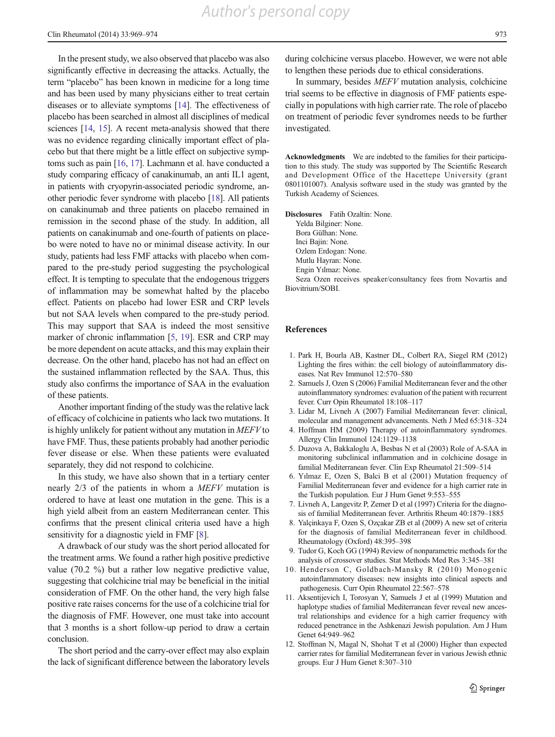In the present study, we also observed that placebo was also significantly effective in decreasing the attacks. Actually, the term "placebo" has been known in medicine for a long time and has been used by many physicians either to treat certain diseases or to alleviate symptoms [14]. The effectiveness of placebo has been searched in almost all disciplines of medical sciences [14, 15]. A recent meta-analysis showed that there was no evidence regarding clinically important effect of placebo but that there might be a little effect on subjective symptoms such as pain [16, 17]. Lachmann et al. have conducted a study comparing efficacy of canakinumab, an anti IL1 agent, in patients with cryopyrin-associated periodic syndrome, another periodic fever syndrome with placebo [18]. All patients on canakinumab and three patients on placebo remained in remission in the second phase of the study. In addition, all patients on canakinumab and one-fourth of patients on placebo were noted to have no or minimal disease activity. In our study, patients had less FMF attacks with placebo when compared to the pre-study period suggesting the psychological effect. It is tempting to speculate that the endogenous triggers of inflammation may be somewhat halted by the placebo effect. Patients on placebo had lower ESR and CRP levels but not SAA levels when compared to the pre-study period. This may support that SAA is indeed the most sensitive marker of chronic inflammation [5, 19]. ESR and CRP may be more dependent on acute attacks, and this may explain their decrease. On the other hand, placebo has not had an effect on the sustained inflammation reflected by the SAA. Thus, this study also confirms the importance of SAA in the evaluation of these patients.

Another important finding of the study was the relative lack of efficacy of colchicine in patients who lack two mutations. It is highly unlikely for patient without any mutation in *MEFV* to have FMF. Thus, these patients probably had another periodic fever disease or else. When these patients were evaluated separately, they did not respond to colchicine.

In this study, we have also shown that in a tertiary center nearly 2/3 of the patients in whom a *MEFV* mutation is ordered to have at least one mutation in the gene. This is a high yield albeit from an eastern Mediterranean center. This confirms that the present clinical criteria used have a high sensitivity for a diagnostic yield in FMF [8].

A drawback of our study was the short period allocated for the treatment arms. We found a rather high positive predictive value (70.2 %) but a rather low negative predictive value, suggesting that colchicine trial may be beneficial in the initial consideration of FMF. On the other hand, the very high false positive rate raises concerns for the use of a colchicine trial for the diagnosis of FMF. However, one must take into account that 3 months is a short follow-up period to draw a certain conclusion.

The short period and the carry-over effect may also explain the lack of significant difference between the laboratory levels during colchicine versus placebo. However, we were not able to lengthen these periods due to ethical considerations.

In summary, besides *MEFV* mutation analysis, colchicine trial seems to be effective in diagnosis of FMF patients especially in populations with high carrier rate. The role of placebo on treatment of periodic fever syndromes needs to be further investigated.

**Acknowledgments** We are indebted to the families for their participation to this study. The study was supported by The Scientific Research and Development Office of the Hacettepe University (grant 0801101007). Analysis software used in the study was granted by the Turkish Academy of Sciences.

**Disclosures** Fatih Ozaltin: None.
Yelda Bilginer: None.
Bora Gülhan: None.
Inci Bajin: None.
Ozlem Erdogan: None.
Mutlu Hayran: None.
Engin Yılmaz: None.
Seza Ozen receives speaker/consultancy fees from Novartis and Biovitrium/SOBI.

## References

1. Park H, Bourla AB, Kastner DL, Colbert RA, Siegel RM (2012) Lighting the fires within: the cell biology of autoinflammatory diseases. Nat Rev Immunol 12:570–580
2. Samuels J, Ozen S (2006) Familial Mediterranean fever and the other autoinflammatory syndromes: evaluation of the patient with recurrent fever. Curr Opin Rheumatol 18:108–117
3. Lidar M, Livneh A (2007) Familial Mediterranean fever: clinical, molecular and management advancements. Neth J Med 65:318–324
4. Hoffman HM (2009) Therapy of autoinflammatory syndromes. Allergy Clin Immunol 124:1129–1138
5. Duzova A, Bakkaloglu A, Besbas N et al (2003) Role of A-SAA in monitoring subclinical inflammation and in colchicine dosage in familial Mediterranean fever. Clin Exp Rheumatol 21:509–514
6. Yılmaz E, Ozen S, Balci B et al (2001) Mutation frequency of Familial Mediterranean fever and evidence for a high carrier rate in the Turkish population. Eur J Hum Genet 9:553–555
7. Livneh A, Langevitz P, Zemer D et al (1997) Criteria for the diagnosis of familial Mediterranean fever. Arthritis Rheum 40:1879–1885
8. Yalçinkaya F, Ozen S, Ozçakar ZB et al (2009) A new set of criteria for the diagnosis of familial Mediterranean fever in childhood. Rheumatology (Oxford) 48:395–398
9. Tudor G, Koch GG (1994) Review of nonparametric methods for the analysis of crossover studies. Stat Methods Med Res 3:345–381
10. Henderson C, Goldbach-Mansky R (2010) Monogenic autoinflammatory diseases: new insights into clinical aspects and pathogenesis. Curr Opin Rheumatol 22:567–578
11. Aksentijevich I, Torosyan Y, Samuels J et al (1999) Mutation and haplotype studies of familial Mediterranean fever reveal new ancestral relationships and evidence for a high carrier frequency with reduced penetrance in the Ashkenazi Jewish population. Am J Hum Genet 64:949–962
12. Stoffman N, Magal N, Shohat T et al (2000) Higher than expected carrier rates for familial Mediterranean fever in various Jewish ethnic groups. Eur J Hum Genet 8:307–310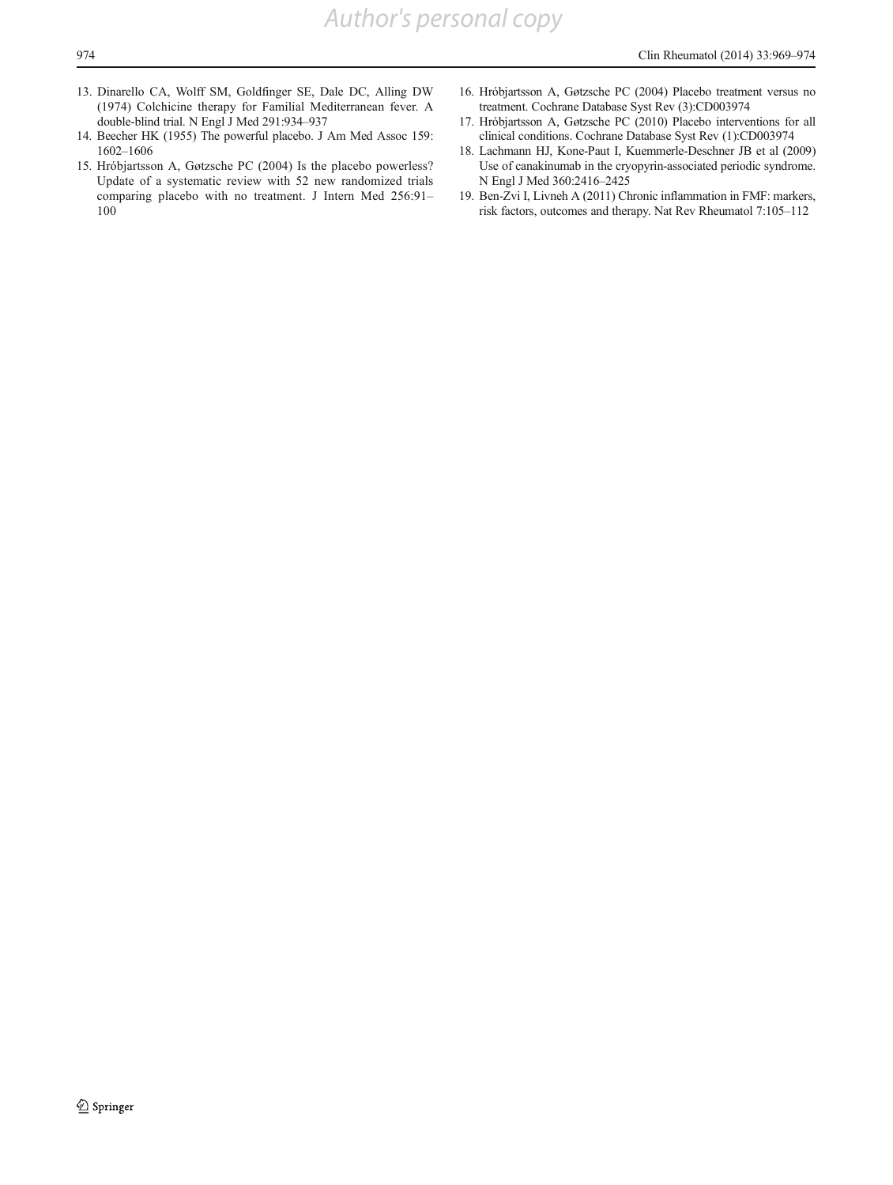13. Dinarello CA, Wolff SM, Goldfinger SE, Dale DC, Alling DW (1974) Colchicine therapy for Familial Mediterranean fever. A double-blind trial. N Engl J Med 291:934–937
14. Beecher HK (1955) The powerful placebo. J Am Med Assoc 159: 1602–1606
15. Hróbjartsson A, Gøtzsche PC (2004) Is the placebo powerless? Update of a systematic review with 52 new randomized trials comparing placebo with no treatment. J Intern Med 256:91–100
16. Hróbjartsson A, Gøtzsche PC (2004) Placebo treatment versus no treatment. Cochrane Database Syst Rev (3):CD003974
17. Hróbjartsson A, Gøtzsche PC (2010) Placebo interventions for all clinical conditions. Cochrane Database Syst Rev (1):CD003974
18. Lachmann HJ, Kone-Paut I, Kuemmerle-Deschner JB et al (2009) Use of canakinumab in the cryopyrin-associated periodic syndrome. N Engl J Med 360:2416–2425
19. Ben-Zvi I, Livneh A (2011) Chronic inflammation in FMF: markers, risk factors, outcomes and therapy. Nat Rev Rheumatol 7:105–112